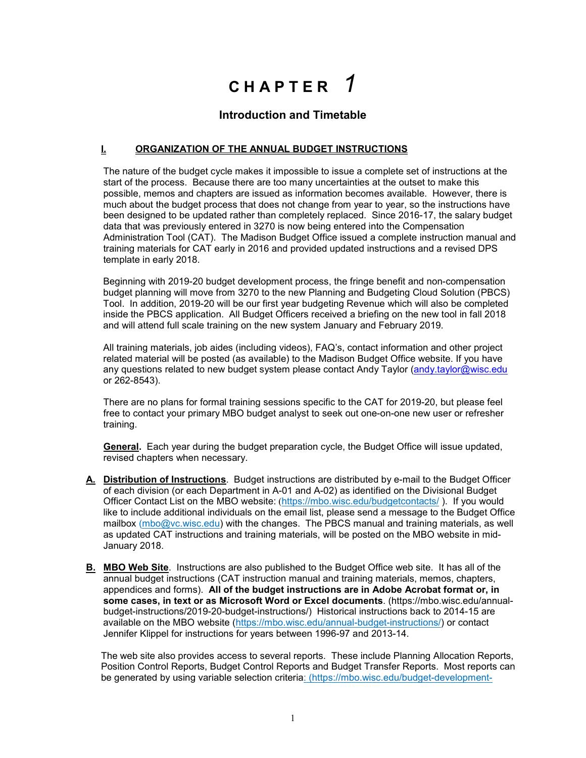# CHAPTER 1

## Introduction and Timetable

### I. ORGANIZATION OF THE ANNUAL BUDGET INSTRUCTIONS

The nature of the budget cycle makes it impossible to issue a complete set of instructions at the start of the process. Because there are too many uncertainties at the outset to make this possible, memos and chapters are issued as information becomes available. However, there is much about the budget process that does not change from year to year, so the instructions have been designed to be updated rather than completely replaced. Since 2016-17, the salary budget data that was previously entered in 3270 is now being entered into the Compensation Administration Tool (CAT). The Madison Budget Office issued a complete instruction manual and training materials for CAT early in 2016 and provided updated instructions and a revised DPS template in early 2018.

Beginning with 2019-20 budget development process, the fringe benefit and non-compensation budget planning will move from 3270 to the new Planning and Budgeting Cloud Solution (PBCS) Tool. In addition, 2019-20 will be our first year budgeting Revenue which will also be completed inside the PBCS application. All Budget Officers received a briefing on the new tool in fall 2018 and will attend full scale training on the new system January and February 2019.

All training materials, job aides (including videos), FAQ's, contact information and other project related material will be posted (as available) to the Madison Budget Office website. If you have any questions related to new budget system please contact Andy Taylor (andy.taylor@wisc.edu or 262-8543).

There are no plans for formal training sessions specific to the CAT for 2019-20, but please feel free to contact your primary MBO budget analyst to seek out one-on-one new user or refresher training.

**General.** Each year during the budget preparation cycle, the Budget Office will issue updated, revised chapters when necessary.

**A. Distribution of Instructions**. Budget instructions are distributed by e-mail to the Budget Officer of each division (or each Department in A-01 and A-02) as identified on the Divisional Budget Officer Contact List on the MBO website: (https://mbo.wisc.edu/budgetcontacts/ ). If you would like to include additional individuals on the email list, please send a message to the Budget Office mailbox (mbo@vc.wisc.edu) with the changes. The PBCS manual and training materials, as well as updated CAT instructions and training materials, will be posted on the MBO website in mid-January 2018.

**B. MBO Web Site**. Instructions are also published to the Budget Office web site. It has all of the annual budget instructions (CAT instruction manual and training materials, memos, chapters, appendices and forms). **All of the budget instructions are in Adobe Acrobat format or, in some cases, in text or as Microsoft Word or Excel documents**. (https://mbo.wisc.edu/annual-budget-instructions/2019-20-budget-instructions/) Historical instructions back to 2014-15 are available on the MBO website (https://mbo.wisc.edu/annual-budget-instructions/) or contact Jennifer Klippel for instructions for years between 1996-97 and 2013-14.

The web site also provides access to several reports. These include Planning Allocation Reports, Position Control Reports, Budget Control Reports and Budget Transfer Reports. Most reports can be generated by using variable selection criteria: (https://mbo.wisc.edu/budget-development-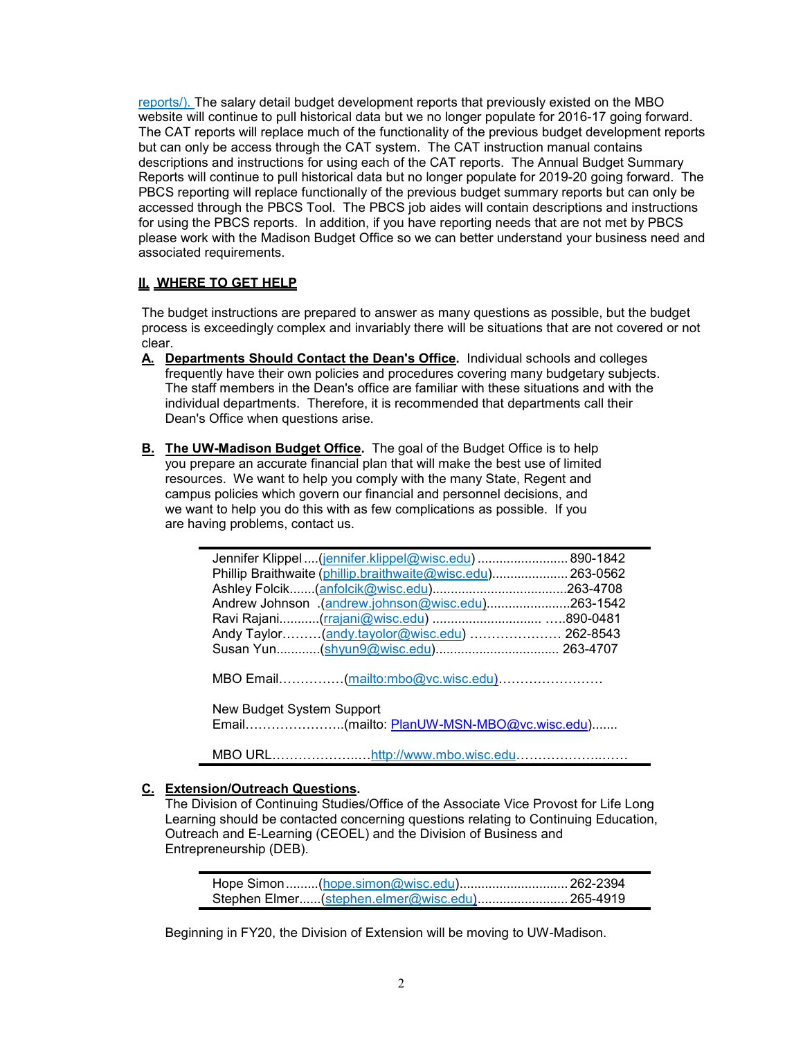reports/). The salary detail budget development reports that previously existed on the MBO website will continue to pull historical data but we no longer populate for 2016-17 going forward. The CAT reports will replace much of the functionality of the previous budget development reports but can only be access through the CAT system. The CAT instruction manual contains descriptions and instructions for using each of the CAT reports. The Annual Budget Summary Reports will continue to pull historical data but no longer populate for 2019-20 going forward. The PBCS reporting will replace functionally of the previous budget summary reports but can only be accessed through the PBCS Tool. The PBCS job aides will contain descriptions and instructions for using the PBCS reports. In addition, if you have reporting needs that are not met by PBCS please work with the Madison Budget Office so we can better understand your business need and associated requirements.

## II. WHERE TO GET HELP

The budget instructions are prepared to answer as many questions as possible, but the budget process is exceedingly complex and invariably there will be situations that are not covered or not clear.

**A. Departments Should Contact the Dean's Office.** Individual schools and colleges frequently have their own policies and procedures covering many budgetary subjects. The staff members in the Dean's office are familiar with these situations and with the individual departments. Therefore, it is recommended that departments call their Dean's Office when questions arise.

**B. The UW-Madison Budget Office.** The goal of the Budget Office is to help you prepare an accurate financial plan that will make the best use of limited resources. We want to help you comply with the many State, Regent and campus policies which govern our financial and personnel decisions, and we want to help you do this with as few complications as possible. If you are having problems, contact us.

Jennifer Klippel ....(jennifer.klippel@wisc.edu) ......................... 890-1842
Phillip Braithwaite (phillip.braithwaite@wisc.edu)..................... 263-0562
Ashley Folcik.......(anfolcik@wisc.edu)....................................263-4708
Andrew Johnson .(andrew.johnson@wisc.edu).......................263-1542
Ravi Rajani...........(rrajani@wisc.edu) .............................. .....890-0481
Andy Taylor………(andy.tayolor@wisc.edu) ………………… 262-8543
Susan Yun............(shyun9@wisc.edu).................................. 263-4707

MBO Email……………(mailto:mbo@vc.wisc.edu)……………………

New Budget System Support
Email…………………..(mailto: PlanUW-MSN-MBO@vc.wisc.edu).......

MBO URL………………..…http://www.mbo.wisc.edu…………………..……

**C. Extension/Outreach Questions.**
The Division of Continuing Studies/Office of the Associate Vice Provost for Life Long Learning should be contacted concerning questions relating to Continuing Education, Outreach and E-Learning (CEOEL) and the Division of Business and Entrepreneurship (DEB).

Hope Simon .........(hope.simon@wisc.edu)............................. 262-2394
Stephen Elmer......(stephen.elmer@wisc.edu)......................... 265-4919

Beginning in FY20, the Division of Extension will be moving to UW-Madison.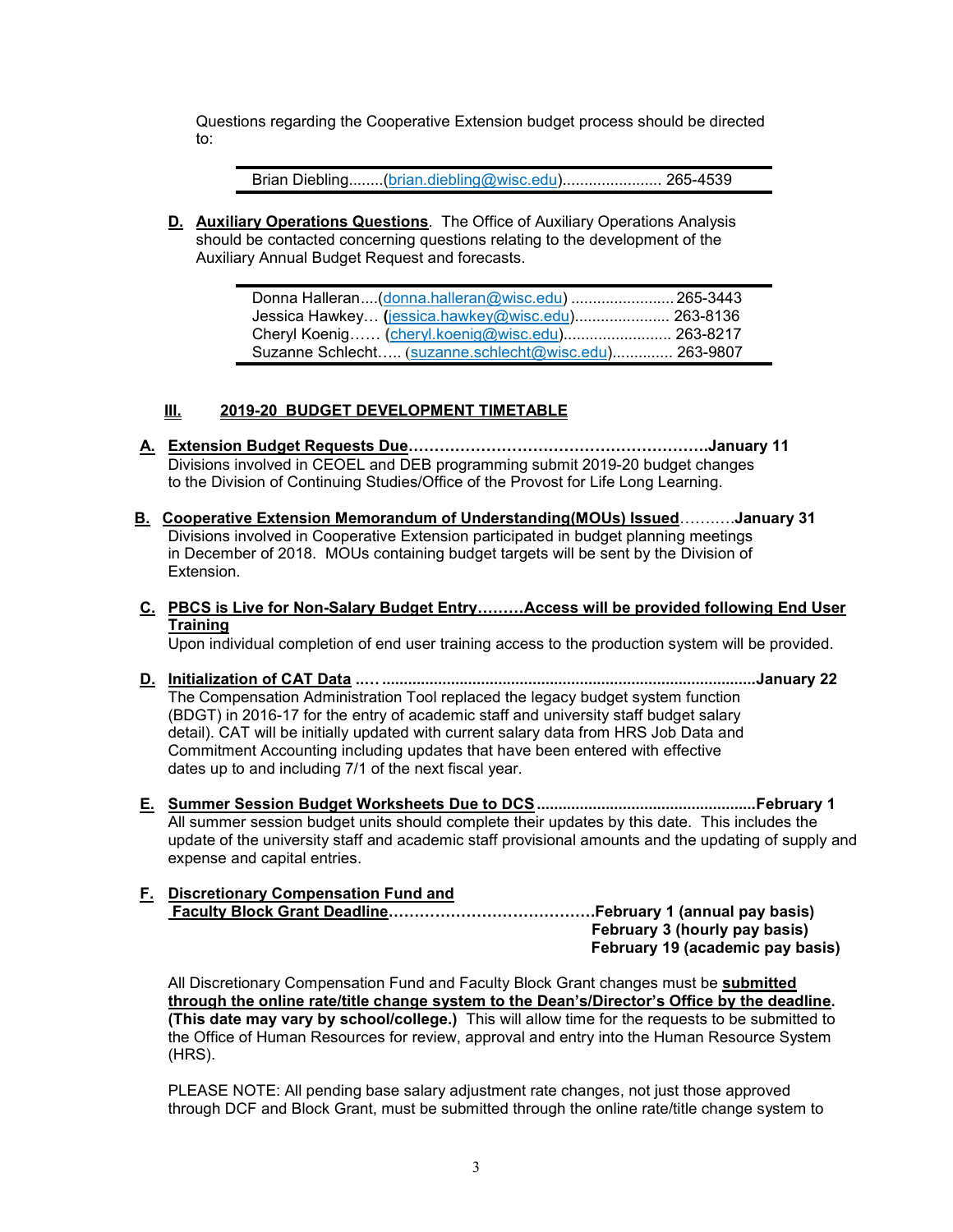Questions regarding the Cooperative Extension budget process should be directed to:

| | |
|---|---|
| Brian Diebling........(brian.diebling@wisc.edu)...................... | 265-4539 |

**D. Auxiliary Operations Questions**. The Office of Auxiliary Operations Analysis should be contacted concerning questions relating to the development of the Auxiliary Annual Budget Request and forecasts.

| | |
|---|---|
| Donna Halleran....(donna.halleran@wisc.edu) ........................ | 265-3443 |
| Jessica Hawkey… (jessica.hawkey@wisc.edu)...................... | 263-8136 |
| Cheryl Koenig…… (cheryl.koenig@wisc.edu)........................ | 263-8217 |
| Suzanne Schlecht….. (suzanne.schlecht@wisc.edu)............. | 263-9807 |

## III. 2019-20 BUDGET DEVELOPMENT TIMETABLE

**A. Extension Budget Requests Due……………………………………………….January 11**
Divisions involved in CEOEL and DEB programming submit 2019-20 budget changes to the Division of Continuing Studies/Office of the Provost for Life Long Learning.

**B. Cooperative Extension Memorandum of Understanding(MOUs) Issued………..January 31**
Divisions involved in Cooperative Extension participated in budget planning meetings in December of 2018. MOUs containing budget targets will be sent by the Division of Extension.

**C. PBCS is Live for Non-Salary Budget Entry………Access will be provided following End User Training**
Upon individual completion of end user training access to the production system will be provided.

**D. Initialization of CAT Data ….. ....................................................................................January 22**
The Compensation Administration Tool replaced the legacy budget system function (BDGT) in 2016-17 for the entry of academic staff and university staff budget salary detail). CAT will be initially updated with current salary data from HRS Job Data and Commitment Accounting including updates that have been entered with effective dates up to and including 7/1 of the next fiscal year.

**E. Summer Session Budget Worksheets Due to DCS ..................................................February 1**
All summer session budget units should complete their updates by this date. This includes the update of the university staff and academic staff provisional amounts and the updating of supply and expense and capital entries.

**F. Discretionary Compensation Fund and Faculty Block Grant Deadline…………………………………February 1 (annual pay basis)**
**February 3 (hourly pay basis)**
**February 19 (academic pay basis)**

All Discretionary Compensation Fund and Faculty Block Grant changes must be **submitted through the online rate/title change system to the Dean's/Director's Office by the deadline. (This date may vary by school/college.)** This will allow time for the requests to be submitted to the Office of Human Resources for review, approval and entry into the Human Resource System (HRS).

PLEASE NOTE: All pending base salary adjustment rate changes, not just those approved through DCF and Block Grant, must be submitted through the online rate/title change system to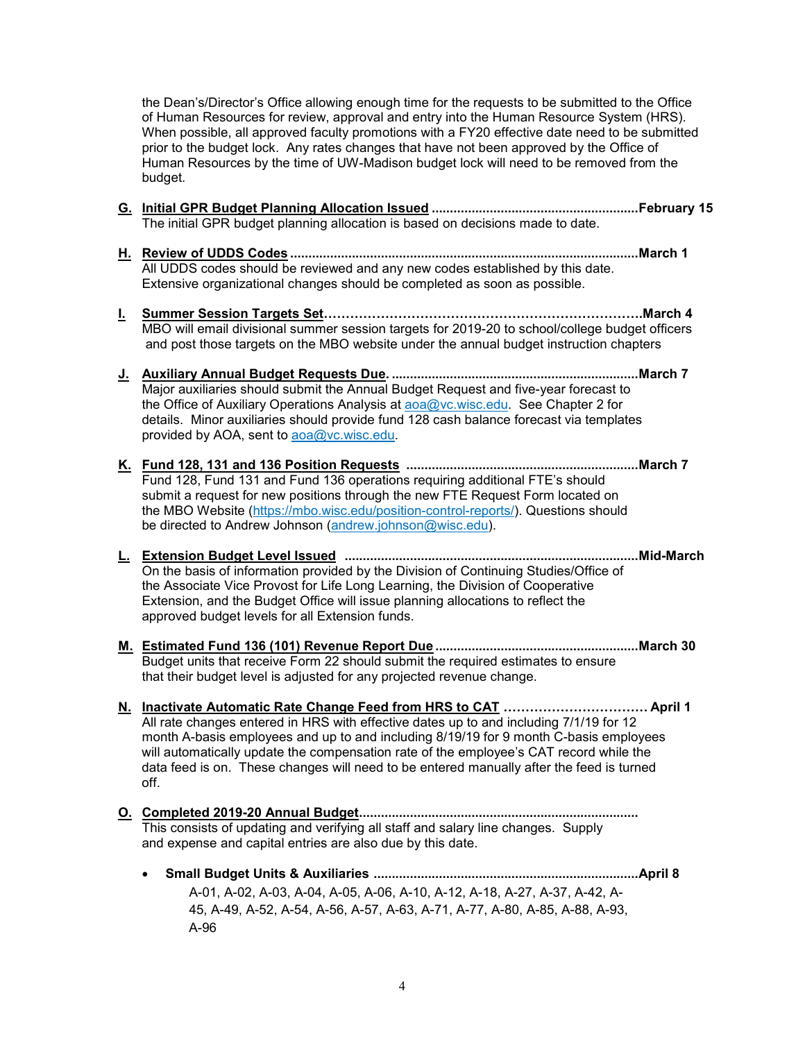the Dean's/Director's Office allowing enough time for the requests to be submitted to the Office of Human Resources for review, approval and entry into the Human Resource System (HRS). When possible, all approved faculty promotions with a FY20 effective date need to be submitted prior to the budget lock. Any rates changes that have not been approved by the Office of Human Resources by the time of UW-Madison budget lock will need to be removed from the budget.

**G. Initial GPR Budget Planning Allocation Issued ........................................................February 15**
The initial GPR budget planning allocation is based on decisions made to date.

**H. Review of UDDS Codes ..............................................................................................March 1**
All UDDS codes should be reviewed and any new codes established by this date. Extensive organizational changes should be completed as soon as possible.

**I. Summer Session Targets Set…………………………………………………………….March 4**
MBO will email divisional summer session targets for 2019-20 to school/college budget officers and post those targets on the MBO website under the annual budget instruction chapters

**J. Auxiliary Annual Budget Requests Due. ...................................................................March 7**
Major auxiliaries should submit the Annual Budget Request and five-year forecast to the Office of Auxiliary Operations Analysis at aoa@vc.wisc.edu. See Chapter 2 for details. Minor auxiliaries should provide fund 128 cash balance forecast via templates provided by AOA, sent to aoa@vc.wisc.edu.

**K. Fund 128, 131 and 136 Position Requests ...............................................................March 7**
Fund 128, Fund 131 and Fund 136 operations requiring additional FTE's should submit a request for new positions through the new FTE Request Form located on the MBO Website (https://mbo.wisc.edu/position-control-reports/). Questions should be directed to Andrew Johnson (andrew.johnson@wisc.edu).

**L. Extension Budget Level Issued ................................................................................Mid-March**
On the basis of information provided by the Division of Continuing Studies/Office of the Associate Vice Provost for Life Long Learning, the Division of Cooperative Extension, and the Budget Office will issue planning allocations to reflect the approved budget levels for all Extension funds.

**M. Estimated Fund 136 (101) Revenue Report Due .......................................................March 30**
Budget units that receive Form 22 should submit the required estimates to ensure that their budget level is adjusted for any projected revenue change.

**N. Inactivate Automatic Rate Change Feed from HRS to CAT …………………………… April 1**
All rate changes entered in HRS with effective dates up to and including 7/1/19 for 12 month A-basis employees and up to and including 8/19/19 for 9 month C-basis employees will automatically update the compensation rate of the employee's CAT record while the data feed is on. These changes will need to be entered manually after the feed is turned off.

**O. Completed 2019-20 Annual Budget............................................................................**
This consists of updating and verifying all staff and salary line changes. Supply and expense and capital entries are also due by this date.

- **Small Budget Units & Auxiliaries ........................................................................April 8**

  A-01, A-02, A-03, A-04, A-05, A-06, A-10, A-12, A-18, A-27, A-37, A-42, A-45, A-49, A-52, A-54, A-56, A-57, A-63, A-71, A-77, A-80, A-85, A-88, A-93, A-96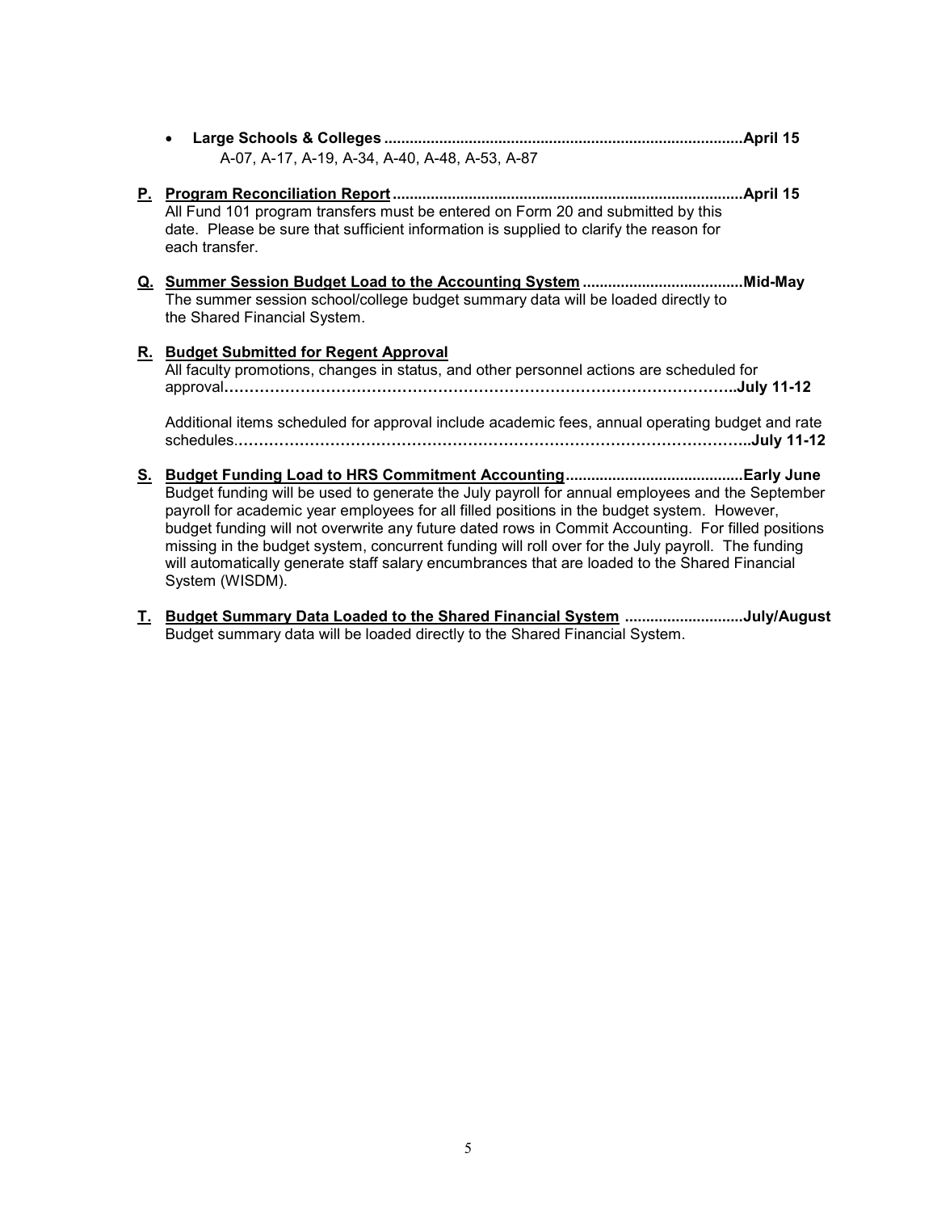- **Large Schools & Colleges ....................................................................................April 15**
  A-07, A-17, A-19, A-34, A-40, A-48, A-53, A-87

**P. <u>Program Reconciliation Report</u> ..................................................................................April 15**
All Fund 101 program transfers must be entered on Form 20 and submitted by this date. Please be sure that sufficient information is supplied to clarify the reason for each transfer.

**Q. <u>Summer Session Budget Load to the Accounting System</u> .....................................Mid-May**
The summer session school/college budget summary data will be loaded directly to the Shared Financial System.

**R. <u>Budget Submitted for Regent Approval</u>**
All faculty promotions, changes in status, and other personnel actions are scheduled for approval………………………………………………………………………………………..**July 11-12**

Additional items scheduled for approval include academic fees, annual operating budget and rate schedules.……………………………………………………………………………………..**July 11-12**

**S. <u>Budget Funding Load to HRS Commitment Accounting</u>.........................................Early June**
Budget funding will be used to generate the July payroll for annual employees and the September payroll for academic year employees for all filled positions in the budget system. However, budget funding will not overwrite any future dated rows in Commit Accounting. For filled positions missing in the budget system, concurrent funding will roll over for the July payroll. The funding will automatically generate staff salary encumbrances that are loaded to the Shared Financial System (WISDM).

**T. <u>Budget Summary Data Loaded to the Shared Financial System</u> ............................July/August**
Budget summary data will be loaded directly to the Shared Financial System.